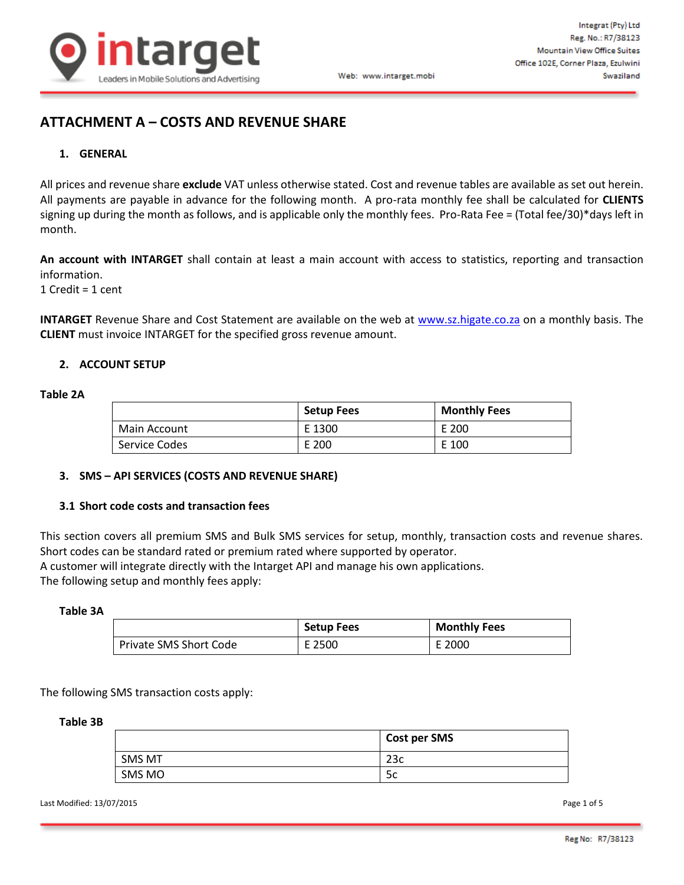# ATTACHMENT A – COSTS AND REVENUE SHARE

## 1. GENERAL

All prices and revenue share **exclude** VAT unless otherwise stated. Cost and revenue tables are available as set out herein. All payments are payable in advance for the following month. A pro-rata monthly fee shall be calculated for **CLIENTS** signing up during the month as follows, and is applicable only the monthly fees. Pro-Rata Fee = (Total fee/30)*days left in month.

**An account with INTARGET** shall contain at least a main account with access to statistics, reporting and transaction information.
1 Credit = 1 cent

**INTARGET** Revenue Share and Cost Statement are available on the web at www.sz.higate.co.za on a monthly basis. The **CLIENT** must invoice INTARGET for the specified gross revenue amount.

## 2. ACCOUNT SETUP

**Table 2A**

| | Setup Fees | Monthly Fees |
|---|---|---|
| Main Account | E 1300 | E 200 |
| Service Codes | E 200 | E 100 |

## 3. SMS – API SERVICES (COSTS AND REVENUE SHARE)

### 3.1 Short code costs and transaction fees

This section covers all premium SMS and Bulk SMS services for setup, monthly, transaction costs and revenue shares. Short codes can be standard rated or premium rated where supported by operator.
A customer will integrate directly with the Intarget API and manage his own applications.
The following setup and monthly fees apply:

**Table 3A**

| | Setup Fees | Monthly Fees |
|---|---|---|
| Private SMS Short Code | E 2500 | E 2000 |

The following SMS transaction costs apply:

**Table 3B**

| | Cost per SMS |
|---|---|
| SMS MT | 23c |
| SMS MO | 5c |

Last Modified: 13/07/2015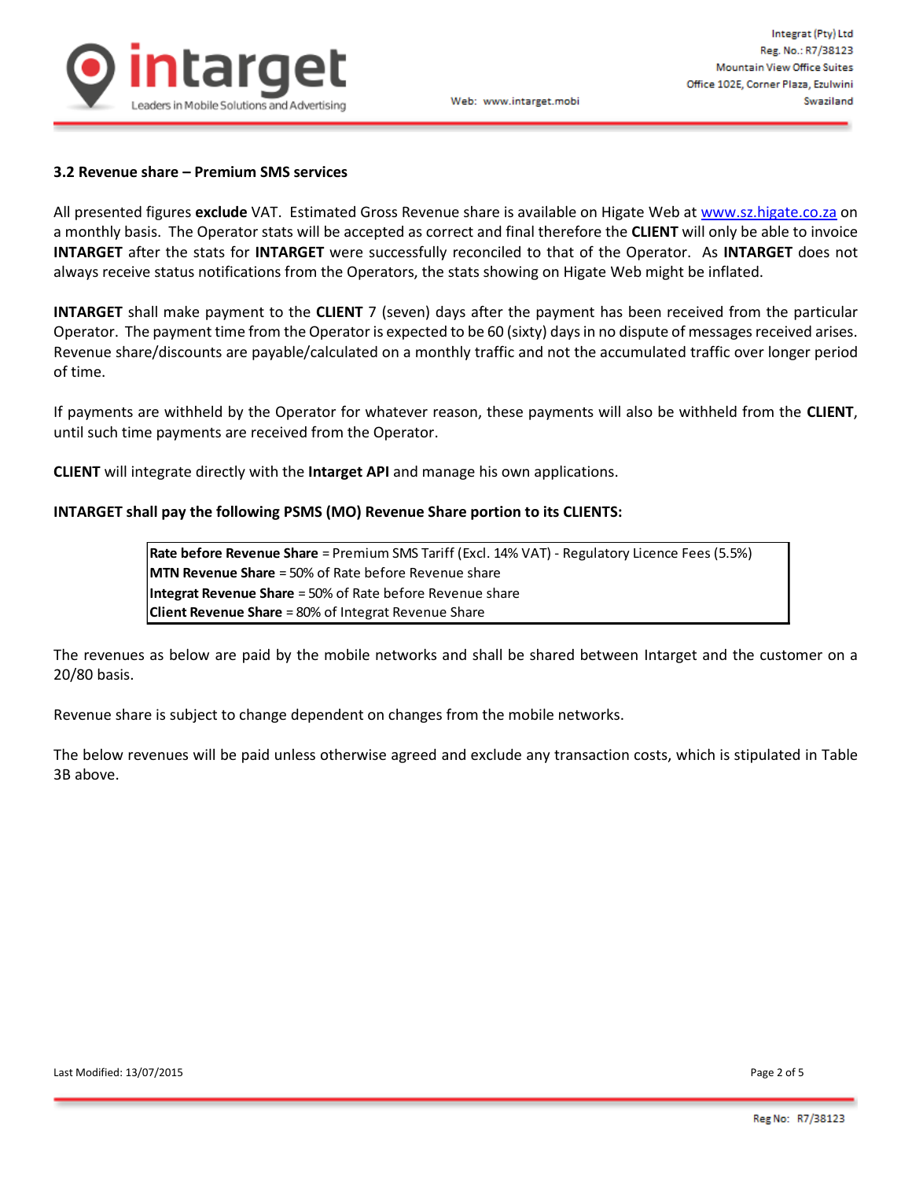### 3.2 Revenue share – Premium SMS services

All presented figures **exclude** VAT. Estimated Gross Revenue share is available on Higate Web at www.sz.higate.co.za on a monthly basis. The Operator stats will be accepted as correct and final therefore the **CLIENT** will only be able to invoice **INTARGET** after the stats for **INTARGET** were successfully reconciled to that of the Operator. As **INTARGET** does not always receive status notifications from the Operators, the stats showing on Higate Web might be inflated.

**INTARGET** shall make payment to the **CLIENT** 7 (seven) days after the payment has been received from the particular Operator. The payment time from the Operator is expected to be 60 (sixty) days in no dispute of messages received arises. Revenue share/discounts are payable/calculated on a monthly traffic and not the accumulated traffic over longer period of time.

If payments are withheld by the Operator for whatever reason, these payments will also be withheld from the **CLIENT**, until such time payments are received from the Operator.

**CLIENT** will integrate directly with the **Intarget API** and manage his own applications.

**INTARGET shall pay the following PSMS (MO) Revenue Share portion to its CLIENTS:**

| **Rate before Revenue Share** = Premium SMS Tariff (Excl. 14% VAT) - Regulatory Licence Fees (5.5%) |
|---|
| **MTN Revenue Share** = 50% of Rate before Revenue share |
| **Integrat Revenue Share** = 50% of Rate before Revenue share |
| **Client Revenue Share** = 80% of Integrat Revenue Share |

The revenues as below are paid by the mobile networks and shall be shared between Intarget and the customer on a 20/80 basis.

Revenue share is subject to change dependent on changes from the mobile networks.

The below revenues will be paid unless otherwise agreed and exclude any transaction costs, which is stipulated in Table 3B above.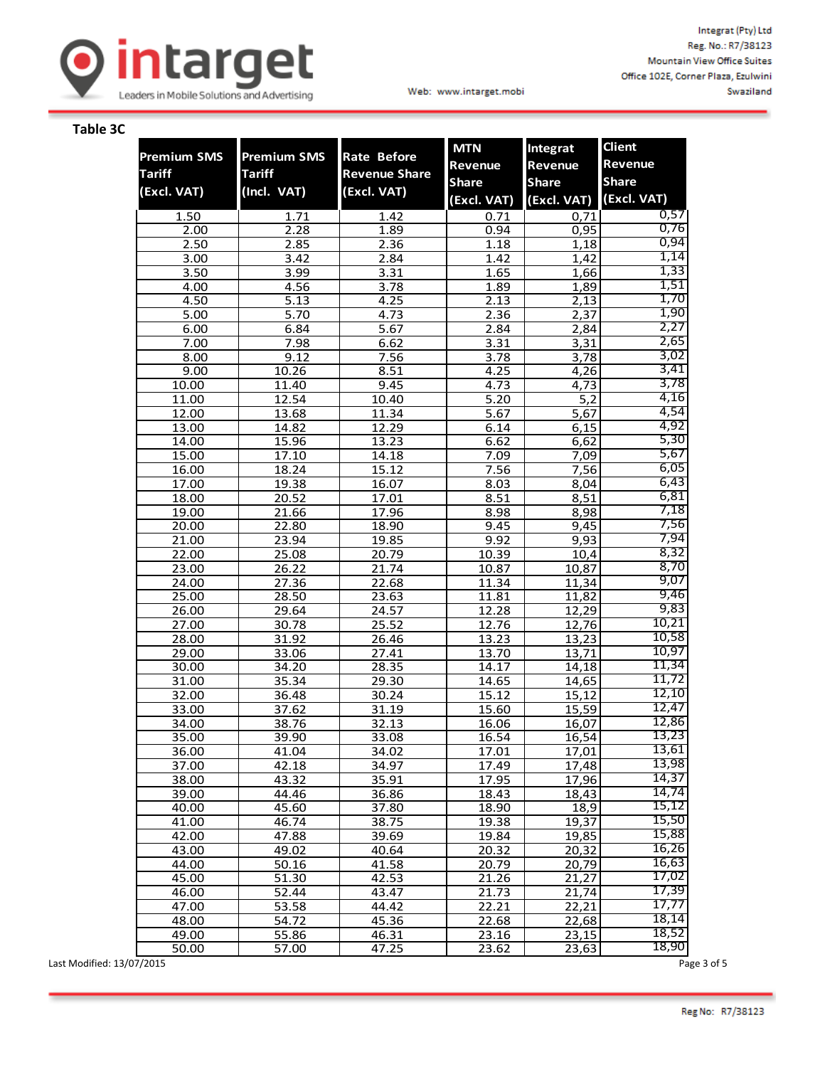## Table 3C

| Premium SMS Tariff (Excl. VAT) | Premium SMS Tariff (Incl. VAT) | Rate Before Revenue Share (Excl. VAT) | MTN Revenue Share (Excl. VAT) | Integrat Revenue Share (Excl. VAT) | Client Revenue Share (Excl. VAT) |
|---|---|---|---|---|---|
| 1.50 | 1.71 | 1.42 | 0.71 | 0,71 | 0,57 |
| 2.00 | 2.28 | 1.89 | 0.94 | 0,95 | 0,76 |
| 2.50 | 2.85 | 2.36 | 1.18 | 1,18 | 0,94 |
| 3.00 | 3.42 | 2.84 | 1.42 | 1,42 | 1,14 |
| 3.50 | 3.99 | 3.31 | 1.65 | 1,66 | 1,33 |
| 4.00 | 4.56 | 3.78 | 1.89 | 1,89 | 1,51 |
| 4.50 | 5.13 | 4.25 | 2.13 | 2,13 | 1,70 |
| 5.00 | 5.70 | 4.73 | 2.36 | 2,37 | 1,90 |
| 6.00 | 6.84 | 5.67 | 2.84 | 2,84 | 2,27 |
| 7.00 | 7.98 | 6.62 | 3.31 | 3,31 | 2,65 |
| 8.00 | 9.12 | 7.56 | 3.78 | 3,78 | 3,02 |
| 9.00 | 10.26 | 8.51 | 4.25 | 4,26 | 3,41 |
| 10.00 | 11.40 | 9.45 | 4.73 | 4,73 | 3,78 |
| 11.00 | 12.54 | 10.40 | 5.20 | 5,2 | 4,16 |
| 12.00 | 13.68 | 11.34 | 5.67 | 5,67 | 4,54 |
| 13.00 | 14.82 | 12.29 | 6.14 | 6,15 | 4,92 |
| 14.00 | 15.96 | 13.23 | 6.62 | 6,62 | 5,30 |
| 15.00 | 17.10 | 14.18 | 7.09 | 7,09 | 5,67 |
| 16.00 | 18.24 | 15.12 | 7.56 | 7,56 | 6,05 |
| 17.00 | 19.38 | 16.07 | 8.03 | 8,04 | 6,43 |
| 18.00 | 20.52 | 17.01 | 8.51 | 8,51 | 6,81 |
| 19.00 | 21.66 | 17.96 | 8.98 | 8,98 | 7,18 |
| 20.00 | 22.80 | 18.90 | 9.45 | 9,45 | 7,56 |
| 21.00 | 23.94 | 19.85 | 9.92 | 9,93 | 7,94 |
| 22.00 | 25.08 | 20.79 | 10.39 | 10,4 | 8,32 |
| 23.00 | 26.22 | 21.74 | 10.87 | 10,87 | 8,70 |
| 24.00 | 27.36 | 22.68 | 11.34 | 11,34 | 9,07 |
| 25.00 | 28.50 | 23.63 | 11.81 | 11,82 | 9,46 |
| 26.00 | 29.64 | 24.57 | 12.28 | 12,29 | 9,83 |
| 27.00 | 30.78 | 25.52 | 12.76 | 12,76 | 10,21 |
| 28.00 | 31.92 | 26.46 | 13.23 | 13,23 | 10,58 |
| 29.00 | 33.06 | 27.41 | 13.70 | 13,71 | 10,97 |
| 30.00 | 34.20 | 28.35 | 14.17 | 14,18 | 11,34 |
| 31.00 | 35.34 | 29.30 | 14.65 | 14,65 | 11,72 |
| 32.00 | 36.48 | 30.24 | 15.12 | 15,12 | 12,10 |
| 33.00 | 37.62 | 31.19 | 15.60 | 15,59 | 12,47 |
| 34.00 | 38.76 | 32.13 | 16.06 | 16,07 | 12,86 |
| 35.00 | 39.90 | 33.08 | 16.54 | 16,54 | 13,23 |
| 36.00 | 41.04 | 34.02 | 17.01 | 17,01 | 13,61 |
| 37.00 | 42.18 | 34.97 | 17.49 | 17,48 | 13,98 |
| 38.00 | 43.32 | 35.91 | 17.95 | 17,96 | 14,37 |
| 39.00 | 44.46 | 36.86 | 18.43 | 18,43 | 14,74 |
| 40.00 | 45.60 | 37.80 | 18.90 | 18,9 | 15,12 |
| 41.00 | 46.74 | 38.75 | 19.38 | 19,37 | 15,50 |
| 42.00 | 47.88 | 39.69 | 19.84 | 19,85 | 15,88 |
| 43.00 | 49.02 | 40.64 | 20.32 | 20,32 | 16,26 |
| 44.00 | 50.16 | 41.58 | 20.79 | 20,79 | 16,63 |
| 45.00 | 51.30 | 42.53 | 21.26 | 21,27 | 17,02 |
| 46.00 | 52.44 | 43.47 | 21.73 | 21,74 | 17,39 |
| 47.00 | 53.58 | 44.42 | 22.21 | 22,21 | 17,77 |
| 48.00 | 54.72 | 45.36 | 22.68 | 22,68 | 18,14 |
| 49.00 | 55.86 | 46.31 | 23.16 | 23,15 | 18,52 |
| 50.00 | 57.00 | 47.25 | 23.62 | 23,63 | 18,90 |

Last Modified: 13/07/2015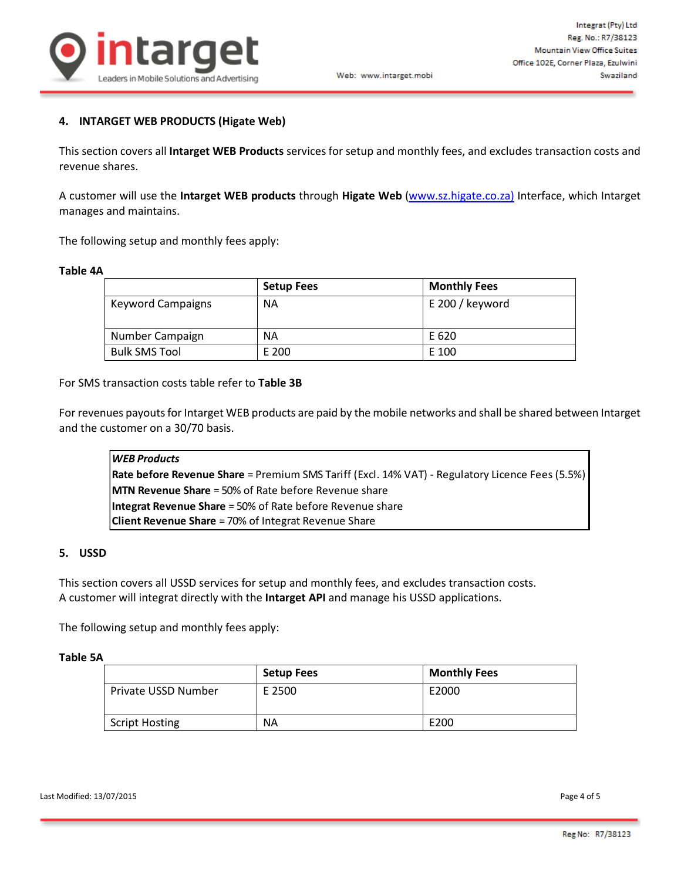## 4. INTARGET WEB PRODUCTS (Higate Web)

This section covers all **Intarget WEB Products** services for setup and monthly fees, and excludes transaction costs and revenue shares.

A customer will use the **Intarget WEB products** through **Higate Web** (www.sz.higate.co.za) Interface, which Intarget manages and maintains.

The following setup and monthly fees apply:

**Table 4A**

| | Setup Fees | Monthly Fees |
|---|---|---|
| Keyword Campaigns | NA | E 200 / keyword |
| Number Campaign | NA | E 620 |
| Bulk SMS Tool | E 200 | E 100 |

For SMS transaction costs table refer to **Table 3B**

For revenues payouts for Intarget WEB products are paid by the mobile networks and shall be shared between Intarget and the customer on a 30/70 basis.

| ***WEB Products*** |
|---|
| **Rate before Revenue Share** = Premium SMS Tariff (Excl. 14% VAT) - Regulatory Licence Fees (5.5%) |
| **MTN Revenue Share** = 50% of Rate before Revenue share |
| **Integrat Revenue Share** = 50% of Rate before Revenue share |
| **Client Revenue Share** = 70% of Integrat Revenue Share |

## 5. USSD

This section covers all USSD services for setup and monthly fees, and excludes transaction costs.
A customer will integrat directly with the **Intarget API** and manage his USSD applications.

The following setup and monthly fees apply:

**Table 5A**

| | Setup Fees | Monthly Fees |
|---|---|---|
| Private USSD Number | E 2500 | E2000 |
| Script Hosting | NA | E200 |

Last Modified: 13/07/2015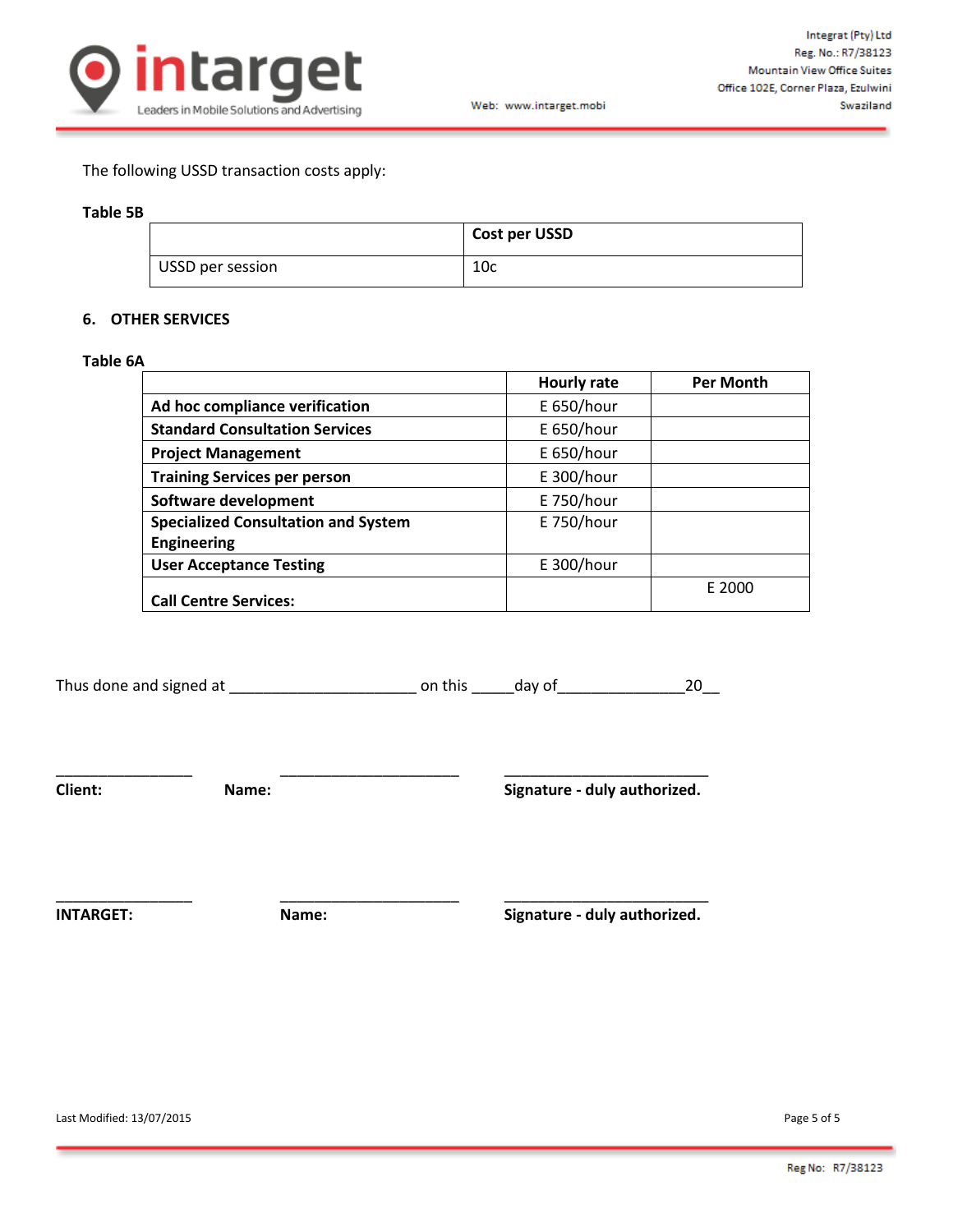The following USSD transaction costs apply:

**Table 5B**

| | **Cost per USSD** |
|---|---|
| USSD per session | 10c |

### 6. OTHER SERVICES

**Table 6A**

| | **Hourly rate** | **Per Month** |
|---|---|---|
| **Ad hoc compliance verification** | E 650/hour | |
| **Standard Consultation Services** | E 650/hour | |
| **Project Management** | E 650/hour | |
| **Training Services per person** | E 300/hour | |
| **Software development** | E 750/hour | |
| **Specialized Consultation and System Engineering** | E 750/hour | |
| **User Acceptance Testing** | E 300/hour | |
| **Call Centre Services:** | | E 2000 |

Thus done and signed at ______________________ on this _____day of_______________20__

________________ **Client:** **Name:** ______________________ __________________________ **Signature - duly authorized.**

________________ **INTARGET:** **Name:** ______________________ __________________________ **Signature - duly authorized.**

Last Modified: 13/07/2015